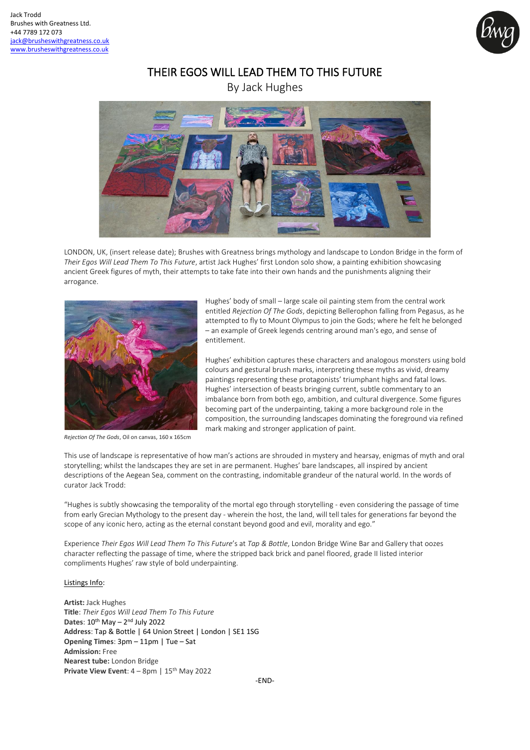Jack Trodd
Brushes with Greatness Ltd.
+44 7789 172 073
jack@brusheswithgreatness.co.uk
www.brusheswithgreatness.co.uk

# THEIR EGOS WILL LEAD THEM TO THIS FUTURE

## By Jack Hughes

LONDON, UK, (insert release date); Brushes with Greatness brings mythology and landscape to London Bridge in the form of *Their Egos Will Lead Them To This Future*, artist Jack Hughes' first London solo show, a painting exhibition showcasing ancient Greek figures of myth, their attempts to take fate into their own hands and the punishments aligning their arrogance.

Hughes' body of small – large scale oil painting stem from the central work entitled *Rejection Of The Gods*, depicting Bellerophon falling from Pegasus, as he attempted to fly to Mount Olympus to join the Gods; where he felt he belonged – an example of Greek legends centring around man's ego, and sense of entitlement.

*Rejection Of The Gods*, Oil on canvas, 160 x 165cm

Hughes' exhibition captures these characters and analogous monsters using bold colours and gestural brush marks, interpreting these myths as vivid, dreamy paintings representing these protagonists' triumphant highs and fatal lows. Hughes' intersection of beasts bringing current, subtle commentary to an imbalance born from both ego, ambition, and cultural divergence. Some figures becoming part of the underpainting, taking a more background role in the composition, the surrounding landscapes dominating the foreground via refined mark making and stronger application of paint.

This use of landscape is representative of how man's actions are shrouded in mystery and hearsay, enigmas of myth and oral storytelling; whilst the landscapes they are set in are permanent. Hughes' bare landscapes, all inspired by ancient descriptions of the Aegean Sea, comment on the contrasting, indomitable grandeur of the natural world. In the words of curator Jack Trodd:

"Hughes is subtly showcasing the temporality of the mortal ego through storytelling - even considering the passage of time from early Grecian Mythology to the present day - wherein the host, the land, will tell tales for generations far beyond the scope of any iconic hero, acting as the eternal constant beyond good and evil, morality and ego."

Experience *Their Egos Will Lead Them To This Future*'s at *Tap & Bottle*, London Bridge Wine Bar and Gallery that oozes character reflecting the passage of time, where the stripped back brick and panel floored, grade II listed interior compliments Hughes' raw style of bold underpainting.

Listings Info:

**Artist:** Jack Hughes
**Title**: *Their Egos Will Lead Them To This Future*
**Dates**: 10th May – 2nd July 2022
**Address**: Tap & Bottle | 64 Union Street | London | SE1 1SG
**Opening Times**: 3pm – 11pm | Tue – Sat
**Admission:** Free
**Nearest tube:** London Bridge
**Private View Event**: 4 – 8pm | 15th May 2022

-END-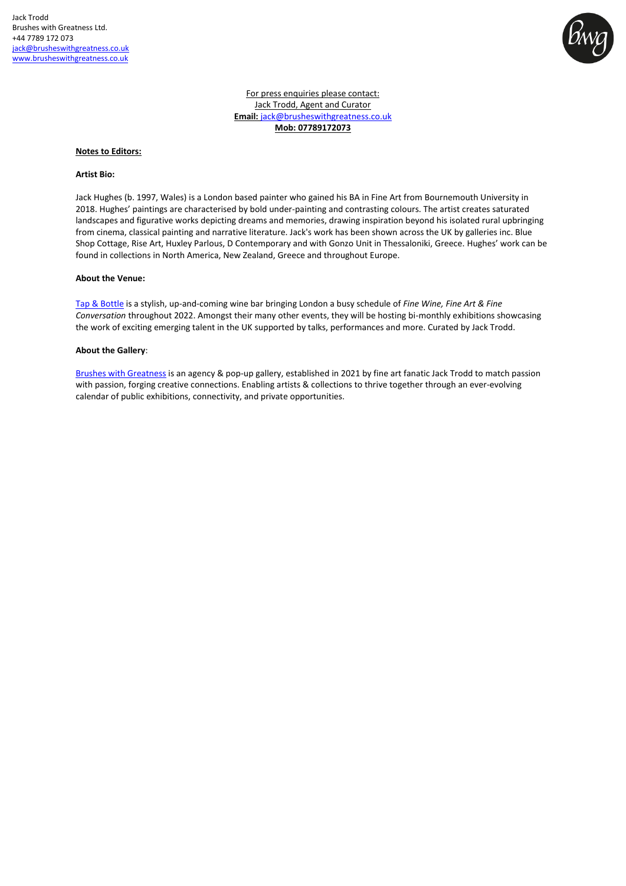Jack Trodd
Brushes with Greatness Ltd.
+44 7789 172 073
jack@brusheswithgreatness.co.uk
www.brusheswithgreatness.co.uk

For press enquiries please contact:
Jack Trodd, Agent and Curator
**Email:** jack@brusheswithgreatness.co.uk
**Mob: 07789172073**

**Notes to Editors:**

**Artist Bio:**

Jack Hughes (b. 1997, Wales) is a London based painter who gained his BA in Fine Art from Bournemouth University in 2018. Hughes' paintings are characterised by bold under-painting and contrasting colours. The artist creates saturated landscapes and figurative works depicting dreams and memories, drawing inspiration beyond his isolated rural upbringing from cinema, classical painting and narrative literature. Jack's work has been shown across the UK by galleries inc. Blue Shop Cottage, Rise Art, Huxley Parlous, D Contemporary and with Gonzo Unit in Thessaloniki, Greece. Hughes' work can be found in collections in North America, New Zealand, Greece and throughout Europe.

**About the Venue:**

Tap & Bottle is a stylish, up-and-coming wine bar bringing London a busy schedule of *Fine Wine, Fine Art & Fine Conversation* throughout 2022. Amongst their many other events, they will be hosting bi-monthly exhibitions showcasing the work of exciting emerging talent in the UK supported by talks, performances and more. Curated by Jack Trodd.

**About the Gallery**:

Brushes with Greatness is an agency & pop-up gallery, established in 2021 by fine art fanatic Jack Trodd to match passion with passion, forging creative connections. Enabling artists & collections to thrive together through an ever-evolving calendar of public exhibitions, connectivity, and private opportunities.